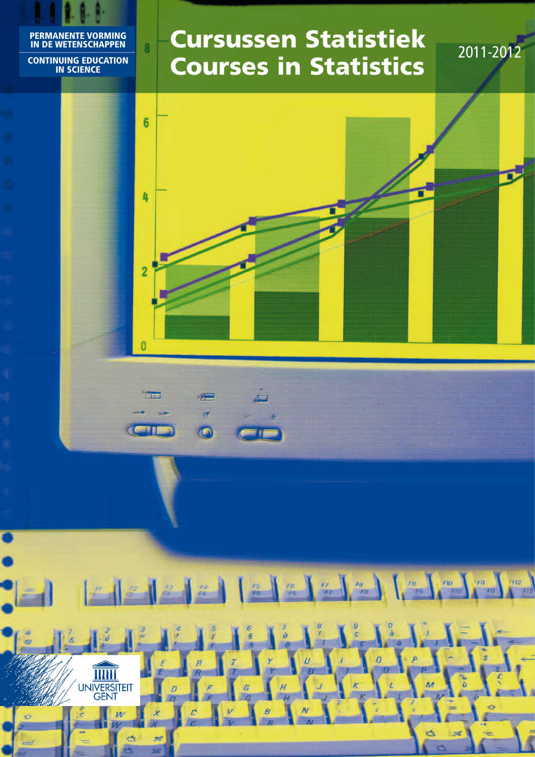PERMANENTE VORMING IN DE WETENSCHAPPEN

CONTINUING EDUCATION IN SCIENCE

# Cursussen Statistiek
# Courses in Statistics

2011-2012

UNIVERSITEIT GENT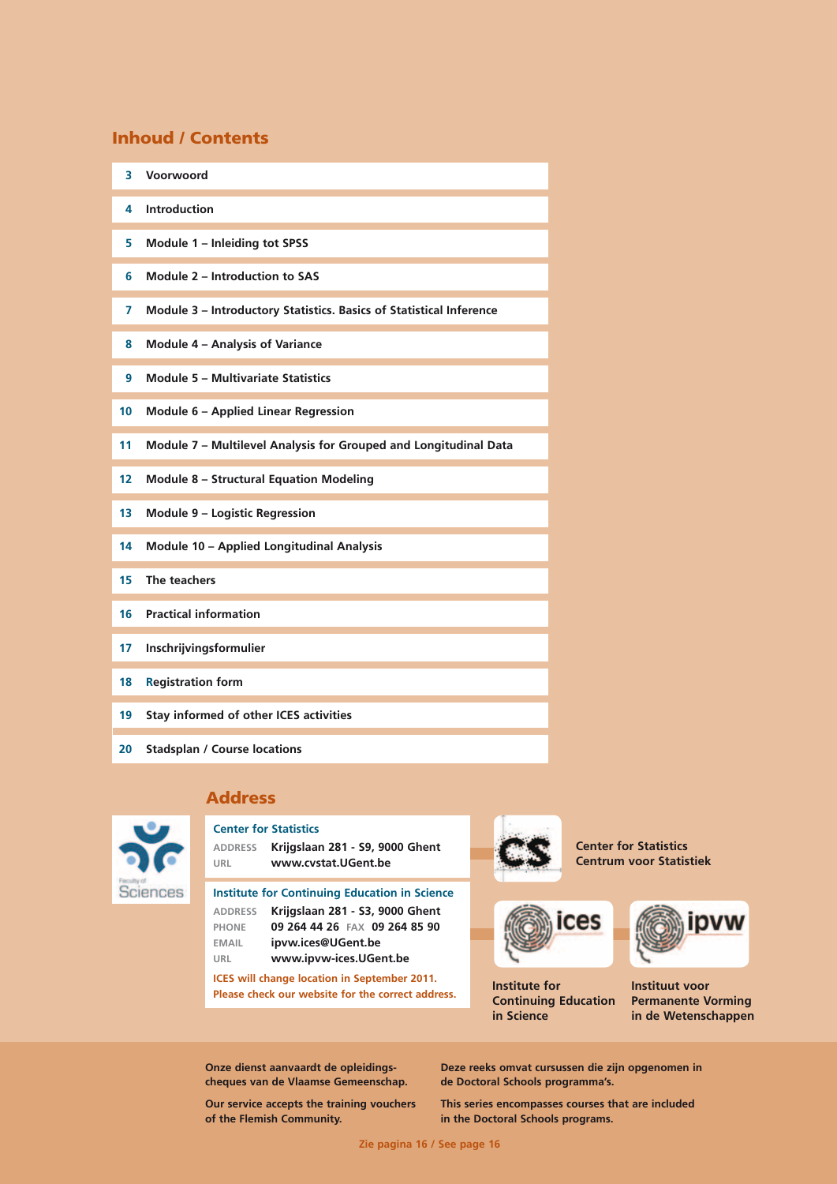## Inhoud / Contents

| | |
|---|---|
| 3 | Voorwoord |
| 4 | Introduction |
| 5 | Module 1 – Inleiding tot SPSS |
| 6 | Module 2 – Introduction to SAS |
| 7 | Module 3 – Introductory Statistics. Basics of Statistical Inference |
| 8 | Module 4 – Analysis of Variance |
| 9 | Module 5 – Multivariate Statistics |
| 10 | Module 6 – Applied Linear Regression |
| 11 | Module 7 – Multilevel Analysis for Grouped and Longitudinal Data |
| 12 | Module 8 – Structural Equation Modeling |
| 13 | Module 9 – Logistic Regression |
| 14 | Module 10 – Applied Longitudinal Analysis |
| 15 | The teachers |
| 16 | Practical information |
| 17 | Inschrijvingsformulier |
| 18 | Registration form |
| 19 | Stay informed of other ICES activities |
| 20 | Stadsplan / Course locations |

## Address

**Center for Statistics**

ADDRESS Krijgslaan 281 - S9, 9000 Ghent
URL www.cvstat.UGent.be

**Institute for Continuing Education in Science**

ADDRESS Krijgslaan 281 - S3, 9000 Ghent
PHONE 09 264 44 26 FAX 09 264 85 90
EMAIL ipvw.ices@UGent.be
URL www.ipvw-ices.UGent.be

ICES will change location in September 2011. Please check our website for the correct address.

Center for Statistics
Centrum voor Statistiek

Institute for Continuing Education in Science

Instituut voor Permanente Vorming in de Wetenschappen

Onze dienst aanvaardt de opleidingscheques van de Vlaamse Gemeenschap.

Our service accepts the training vouchers of the Flemish Community.

Deze reeks omvat cursussen die zijn opgenomen in de Doctoral Schools programma's.

This series encompasses courses that are included in the Doctoral Schools programs.

Zie pagina 16 / See page 16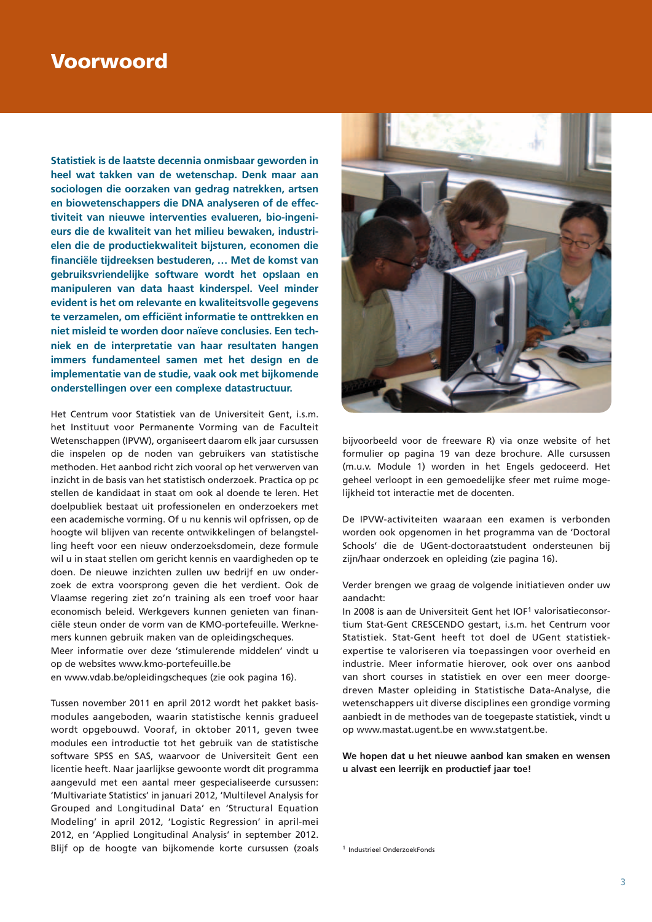# Voorwoord

**Statistiek is de laatste decennia onmisbaar geworden in heel wat takken van de wetenschap. Denk maar aan sociologen die oorzaken van gedrag natrekken, artsen en biowetenschappers die DNA analyseren of de effectiviteit van nieuwe interventies evalueren, bio-ingenieurs die de kwaliteit van het milieu bewaken, industriëlen die de productiekwaliteit bijsturen, economen die financiële tijdreeksen bestuderen, … Met de komst van gebruiksvriendelijke software wordt het opslaan en manipuleren van data haast kinderspel. Veel minder evident is het om relevante en kwaliteitsvolle gegevens te verzamelen, om efficiënt informatie te onttrekken en niet misleid te worden door naïeve conclusies. Een techniek en de interpretatie van haar resultaten hangen immers fundamenteel samen met het design en de implementatie van de studie, vaak ook met bijkomende onderstellingen over een complexe datastructuur.**

Het Centrum voor Statistiek van de Universiteit Gent, i.s.m. het Instituut voor Permanente Vorming van de Faculteit Wetenschappen (IPVW), organiseert daarom elk jaar cursussen die inspelen op de noden van gebruikers van statistische methoden. Het aanbod richt zich vooral op het verwerven van inzicht in de basis van het statistisch onderzoek. Practica op pc stellen de kandidaat in staat om ook al doende te leren. Het doelpubliek bestaat uit professionelen en onderzoekers met een academische vorming. Of u nu kennis wil opfrissen, op de hoogte wil blijven van recente ontwikkelingen of belangstelling heeft voor een nieuw onderzoeksdomein, deze formule wil u in staat stellen om gericht kennis en vaardigheden op te doen. De nieuwe inzichten zullen uw bedrijf en uw onderzoek de extra voorsprong geven die het verdient. Ook de Vlaamse regering ziet zo'n training als een troef voor haar economisch beleid. Werkgevers kunnen genieten van financiële steun onder de vorm van de KMO-portefeuille. Werknemers kunnen gebruik maken van de opleidingscheques.
Meer informatie over deze 'stimulerende middelen' vindt u op de websites www.kmo-portefeuille.be
en www.vdab.be/opleidingscheques (zie ook pagina 16).

Tussen november 2011 en april 2012 wordt het pakket basismodules aangeboden, waarin statistische kennis gradueel wordt opgebouwd. Vooraf, in oktober 2011, geven twee modules een introductie tot het gebruik van de statistische software SPSS en SAS, waarvoor de Universiteit Gent een licentie heeft. Naar jaarlijkse gewoonte wordt dit programma aangevuld met een aantal meer gespecialiseerde cursussen: 'Multivariate Statistics' in januari 2012, 'Multilevel Analysis for Grouped and Longitudinal Data' en 'Structural Equation Modeling' in april 2012, 'Logistic Regression' in april-mei 2012, en 'Applied Longitudinal Analysis' in september 2012. Blijf op de hoogte van bijkomende korte cursussen (zoals bijvoorbeeld voor de freeware R) via onze website of het formulier op pagina 19 van deze brochure. Alle cursussen (m.u.v. Module 1) worden in het Engels gedoceerd. Het geheel verloopt in een gemoedelijke sfeer met ruime mogelijkheid tot interactie met de docenten.

De IPVW-activiteiten waaraan een examen is verbonden worden ook opgenomen in het programma van de 'Doctoral Schools' die de UGent-doctoraatstudent ondersteunen bij zijn/haar onderzoek en opleiding (zie pagina 16).

Verder brengen we graag de volgende initiatieven onder uw aandacht:
In 2008 is aan de Universiteit Gent het IOF[1] valorisatieconsortium Stat-Gent CRESCENDO gestart, i.s.m. het Centrum voor Statistiek. Stat-Gent heeft tot doel de UGent statistiekexpertise te valoriseren via toepassingen voor overheid en industrie. Meer informatie hierover, ook over ons aanbod van short courses in statistiek en over een meer doorgedreven Master opleiding in Statistische Data-Analyse, die wetenschappers uit diverse disciplines een grondige vorming aanbiedt in de methodes van de toegepaste statistiek, vindt u op www.mastat.ugent.be en www.statgent.be.

**We hopen dat u het nieuwe aanbod kan smaken en wensen u alvast een leerrijk en productief jaar toe!**

[1] Industrieel OnderzoekFonds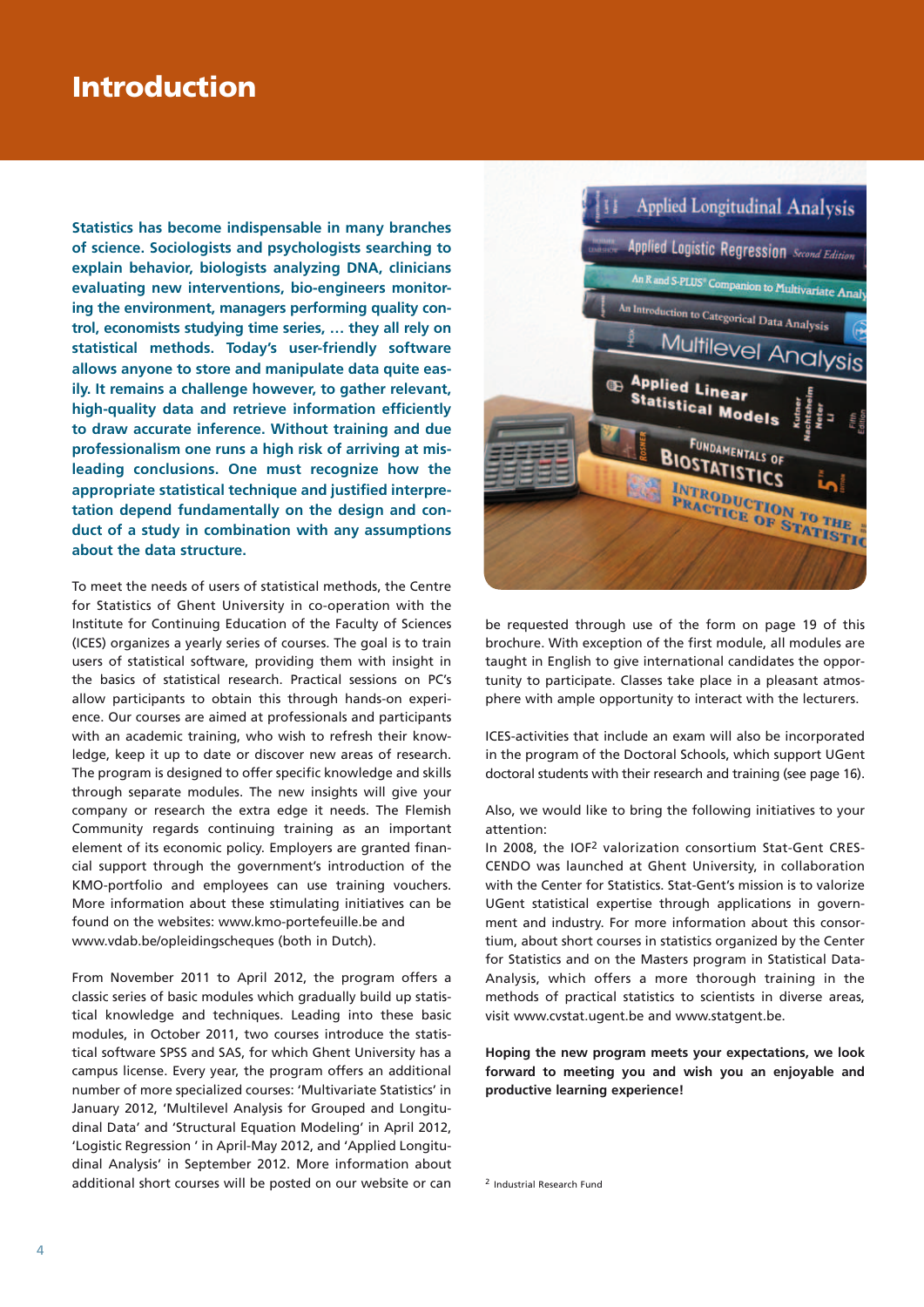# Introduction

**Statistics has become indispensable in many branches of science. Sociologists and psychologists searching to explain behavior, biologists analyzing DNA, clinicians evaluating new interventions, bio-engineers monitoring the environment, managers performing quality control, economists studying time series, … they all rely on statistical methods. Today's user-friendly software allows anyone to store and manipulate data quite easily. It remains a challenge however, to gather relevant, high-quality data and retrieve information efficiently to draw accurate inference. Without training and due professionalism one runs a high risk of arriving at misleading conclusions. One must recognize how the appropriate statistical technique and justified interpretation depend fundamentally on the design and conduct of a study in combination with any assumptions about the data structure.**

To meet the needs of users of statistical methods, the Centre for Statistics of Ghent University in co-operation with the Institute for Continuing Education of the Faculty of Sciences (ICES) organizes a yearly series of courses. The goal is to train users of statistical software, providing them with insight in the basics of statistical research. Practical sessions on PC's allow participants to obtain this through hands-on experience. Our courses are aimed at professionals and participants with an academic training, who wish to refresh their knowledge, keep it up to date or discover new areas of research. The program is designed to offer specific knowledge and skills through separate modules. The new insights will give your company or research the extra edge it needs. The Flemish Community regards continuing training as an important element of its economic policy. Employers are granted financial support through the government's introduction of the KMO-portfolio and employees can use training vouchers. More information about these stimulating initiatives can be found on the websites: www.kmo-portefeuille.be and www.vdab.be/opleidingscheques (both in Dutch).

From November 2011 to April 2012, the program offers a classic series of basic modules which gradually build up statistical knowledge and techniques. Leading into these basic modules, in October 2011, two courses introduce the statistical software SPSS and SAS, for which Ghent University has a campus license. Every year, the program offers an additional number of more specialized courses: 'Multivariate Statistics' in January 2012, 'Multilevel Analysis for Grouped and Longitudinal Data' and 'Structural Equation Modeling' in April 2012, 'Logistic Regression ' in April-May 2012, and 'Applied Longitudinal Analysis' in September 2012. More information about additional short courses will be posted on our website or can be requested through use of the form on page 19 of this brochure. With exception of the first module, all modules are taught in English to give international candidates the opportunity to participate. Classes take place in a pleasant atmosphere with ample opportunity to interact with the lecturers.

ICES-activities that include an exam will also be incorporated in the program of the Doctoral Schools, which support UGent doctoral students with their research and training (see page 16).

Also, we would like to bring the following initiatives to your attention:
In 2008, the IOF[2] valorization consortium Stat-Gent CRESCENDO was launched at Ghent University, in collaboration with the Center for Statistics. Stat-Gent's mission is to valorize UGent statistical expertise through applications in government and industry. For more information about this consortium, about short courses in statistics organized by the Center for Statistics and on the Masters program in Statistical Data-Analysis, which offers a more thorough training in the methods of practical statistics to scientists in diverse areas, visit www.cvstat.ugent.be and www.statgent.be.

**Hoping the new program meets your expectations, we look forward to meeting you and wish you an enjoyable and productive learning experience!**

[2] Industrial Research Fund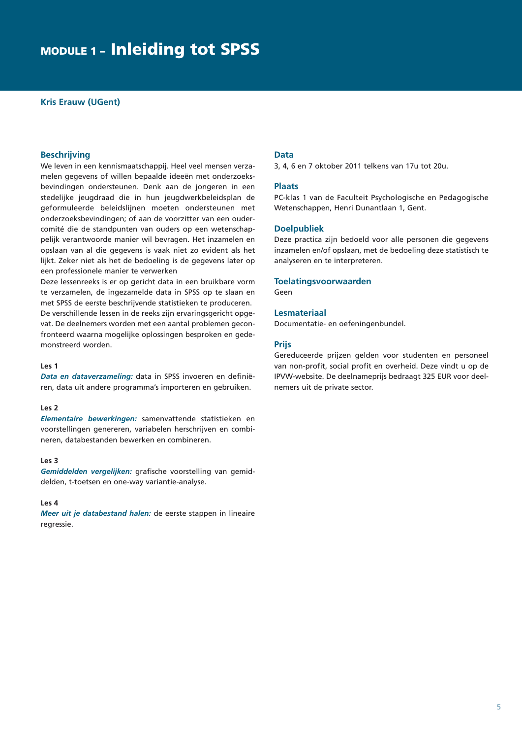# MODULE 1 – Inleiding tot SPSS

**Kris Erauw (UGent)**

## Beschrijving

We leven in een kennismaatschappij. Heel veel mensen verzamelen gegevens of willen bepaalde ideeën met onderzoeksbevindingen ondersteunen. Denk aan de jongeren in een stedelijke jeugdraad die in hun jeugdwerkbeleidsplan de geformuleerde beleidslijnen moeten ondersteunen met onderzoeksbevindingen; of aan de voorzitter van een oudercomité die de standpunten van ouders op een wetenschappelijk verantwoorde manier wil bevragen. Het inzamelen en opslaan van al die gegevens is vaak niet zo evident als het lijkt. Zeker niet als het de bedoeling is de gegevens later op een professionele manier te verwerken

Deze lessenreeks is er op gericht data in een bruikbare vorm te verzamelen, de ingezamelde data in SPSS op te slaan en met SPSS de eerste beschrijvende statistieken te produceren.

De verschillende lessen in de reeks zijn ervaringsgericht opgevat. De deelnemers worden met een aantal problemen geconfronteerd waarna mogelijke oplossingen besproken en gedemonstreerd worden.

**Les 1**

***Data en dataverzameling:*** data in SPSS invoeren en definiëren, data uit andere programma's importeren en gebruiken.

**Les 2**

***Elementaire bewerkingen:*** samenvattende statistieken en voorstellingen genereren, variabelen herschrijven en combineren, databestanden bewerken en combineren.

**Les 3**

***Gemiddelden vergelijken:*** grafische voorstelling van gemiddelden, t-toetsen en one-way variantie-analyse.

**Les 4**

***Meer uit je databestand halen:*** de eerste stappen in lineaire regressie.

## Data

3, 4, 6 en 7 oktober 2011 telkens van 17u tot 20u.

## Plaats

PC-klas 1 van de Faculteit Psychologische en Pedagogische Wetenschappen, Henri Dunantlaan 1, Gent.

## Doelpubliek

Deze practica zijn bedoeld voor alle personen die gegevens inzamelen en/of opslaan, met de bedoeling deze statistisch te analyseren en te interpreteren.

## Toelatingsvoorwaarden

Geen

## Lesmateriaal

Documentatie- en oefeningenbundel.

## Prijs

Gereduceerde prijzen gelden voor studenten en personeel van non-profit, social profit en overheid. Deze vindt u op de IPVW-website. De deelnameprijs bedraagt 325 EUR voor deelnemers uit de private sector.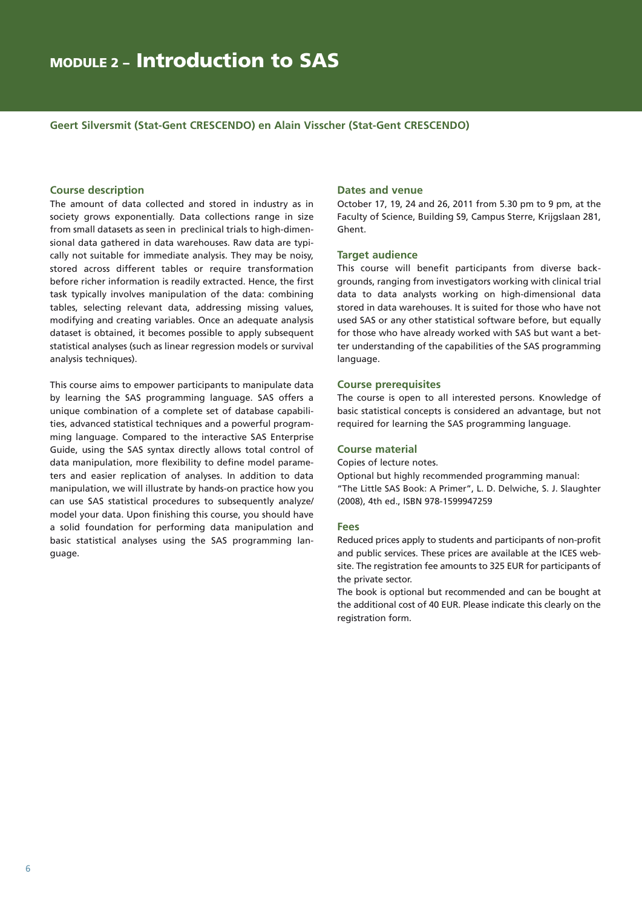# MODULE 2 – Introduction to SAS

**Geert Silversmit (Stat-Gent CRESCENDO) en Alain Visscher (Stat-Gent CRESCENDO)**

### Course description

The amount of data collected and stored in industry as in society grows exponentially. Data collections range in size from small datasets as seen in preclinical trials to high-dimensional data gathered in data warehouses. Raw data are typically not suitable for immediate analysis. They may be noisy, stored across different tables or require transformation before richer information is readily extracted. Hence, the first task typically involves manipulation of the data: combining tables, selecting relevant data, addressing missing values, modifying and creating variables. Once an adequate analysis dataset is obtained, it becomes possible to apply subsequent statistical analyses (such as linear regression models or survival analysis techniques).

This course aims to empower participants to manipulate data by learning the SAS programming language. SAS offers a unique combination of a complete set of database capabilities, advanced statistical techniques and a powerful programming language. Compared to the interactive SAS Enterprise Guide, using the SAS syntax directly allows total control of data manipulation, more flexibility to define model parameters and easier replication of analyses. In addition to data manipulation, we will illustrate by hands-on practice how you can use SAS statistical procedures to subsequently analyze/model your data. Upon finishing this course, you should have a solid foundation for performing data manipulation and basic statistical analyses using the SAS programming language.

### Dates and venue

October 17, 19, 24 and 26, 2011 from 5.30 pm to 9 pm, at the Faculty of Science, Building S9, Campus Sterre, Krijgslaan 281, Ghent.

### Target audience

This course will benefit participants from diverse backgrounds, ranging from investigators working with clinical trial data to data analysts working on high-dimensional data stored in data warehouses. It is suited for those who have not used SAS or any other statistical software before, but equally for those who have already worked with SAS but want a better understanding of the capabilities of the SAS programming language.

### Course prerequisites

The course is open to all interested persons. Knowledge of basic statistical concepts is considered an advantage, but not required for learning the SAS programming language.

### Course material

Copies of lecture notes.

Optional but highly recommended programming manual:
"The Little SAS Book: A Primer", L. D. Delwiche, S. J. Slaughter (2008), 4th ed., ISBN 978-1599947259

### Fees

Reduced prices apply to students and participants of non-profit and public services. These prices are available at the ICES website. The registration fee amounts to 325 EUR for participants of the private sector.

The book is optional but recommended and can be bought at the additional cost of 40 EUR. Please indicate this clearly on the registration form.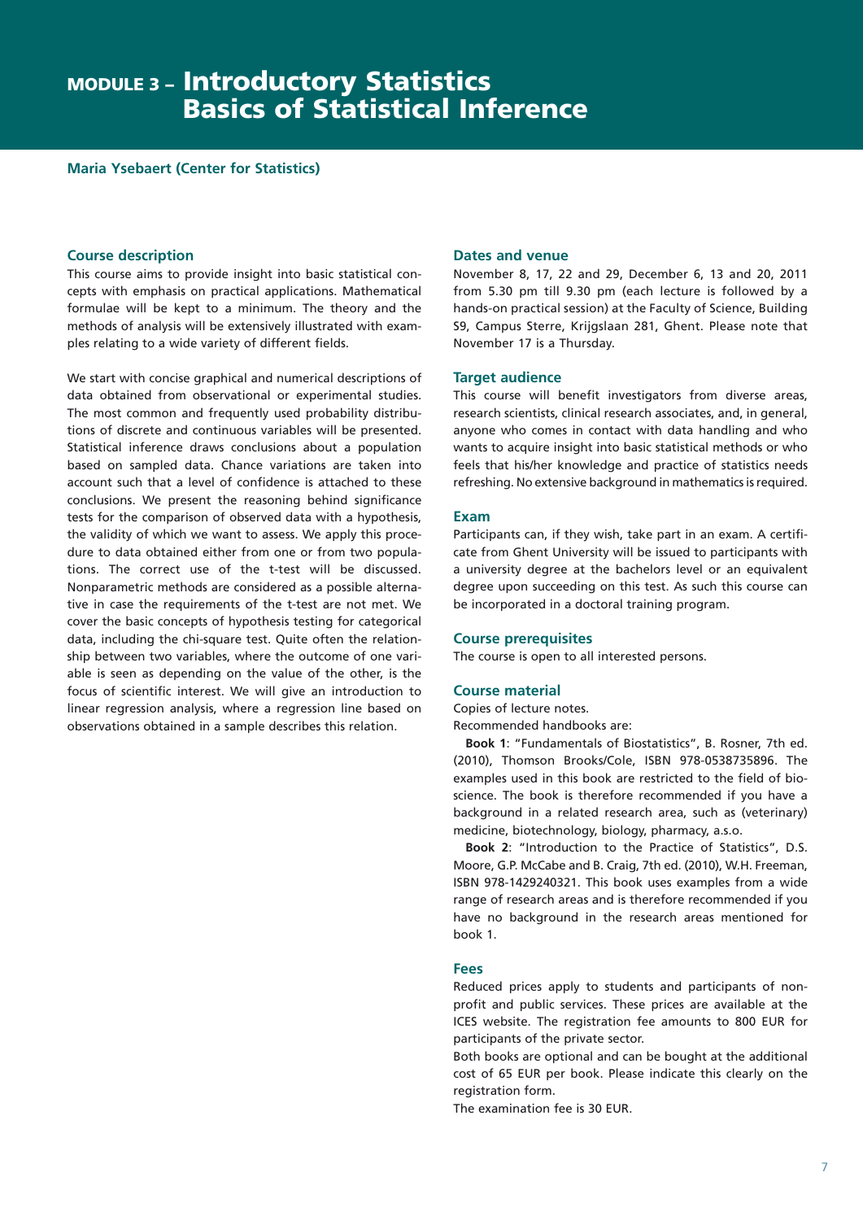# MODULE 3 – Introductory Statistics Basics of Statistical Inference

**Maria Ysebaert (Center for Statistics)**

## Course description

This course aims to provide insight into basic statistical concepts with emphasis on practical applications. Mathematical formulae will be kept to a minimum. The theory and the methods of analysis will be extensively illustrated with examples relating to a wide variety of different fields.

We start with concise graphical and numerical descriptions of data obtained from observational or experimental studies. The most common and frequently used probability distributions of discrete and continuous variables will be presented. Statistical inference draws conclusions about a population based on sampled data. Chance variations are taken into account such that a level of confidence is attached to these conclusions. We present the reasoning behind significance tests for the comparison of observed data with a hypothesis, the validity of which we want to assess. We apply this procedure to data obtained either from one or from two populations. The correct use of the t-test will be discussed. Nonparametric methods are considered as a possible alternative in case the requirements of the t-test are not met. We cover the basic concepts of hypothesis testing for categorical data, including the chi-square test. Quite often the relationship between two variables, where the outcome of one variable is seen as depending on the value of the other, is the focus of scientific interest. We will give an introduction to linear regression analysis, where a regression line based on observations obtained in a sample describes this relation.

## Dates and venue

November 8, 17, 22 and 29, December 6, 13 and 20, 2011 from 5.30 pm till 9.30 pm (each lecture is followed by a hands-on practical session) at the Faculty of Science, Building S9, Campus Sterre, Krijgslaan 281, Ghent. Please note that November 17 is a Thursday.

## Target audience

This course will benefit investigators from diverse areas, research scientists, clinical research associates, and, in general, anyone who comes in contact with data handling and who wants to acquire insight into basic statistical methods or who feels that his/her knowledge and practice of statistics needs refreshing. No extensive background in mathematics is required.

## Exam

Participants can, if they wish, take part in an exam. A certificate from Ghent University will be issued to participants with a university degree at the bachelors level or an equivalent degree upon succeeding on this test. As such this course can be incorporated in a doctoral training program.

## Course prerequisites

The course is open to all interested persons.

## Course material

Copies of lecture notes.

Recommended handbooks are:

**Book 1**: "Fundamentals of Biostatistics", B. Rosner, 7th ed. (2010), Thomson Brooks/Cole, ISBN 978-0538735896. The examples used in this book are restricted to the field of bioscience. The book is therefore recommended if you have a background in a related research area, such as (veterinary) medicine, biotechnology, biology, pharmacy, a.s.o.

**Book 2**: "Introduction to the Practice of Statistics", D.S. Moore, G.P. McCabe and B. Craig, 7th ed. (2010), W.H. Freeman, ISBN 978-1429240321. This book uses examples from a wide range of research areas and is therefore recommended if you have no background in the research areas mentioned for book 1.

## Fees

Reduced prices apply to students and participants of non-profit and public services. These prices are available at the ICES website. The registration fee amounts to 800 EUR for participants of the private sector.

Both books are optional and can be bought at the additional cost of 65 EUR per book. Please indicate this clearly on the registration form.

The examination fee is 30 EUR.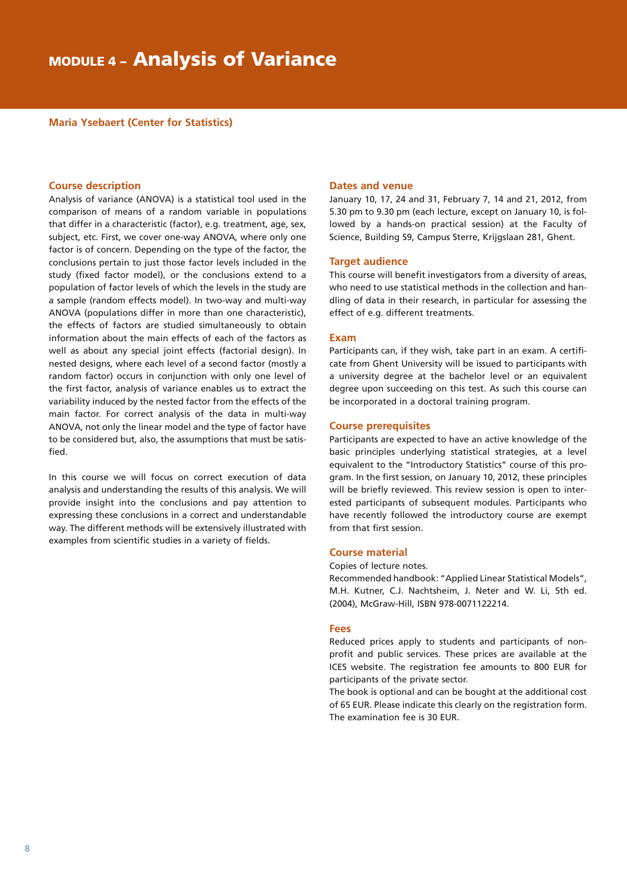# MODULE 4 – Analysis of Variance

**Maria Ysebaert (Center for Statistics)**

## Course description

Analysis of variance (ANOVA) is a statistical tool used in the comparison of means of a random variable in populations that differ in a characteristic (factor), e.g. treatment, age, sex, subject, etc. First, we cover one-way ANOVA, where only one factor is of concern. Depending on the type of the factor, the conclusions pertain to just those factor levels included in the study (fixed factor model), or the conclusions extend to a population of factor levels of which the levels in the study are a sample (random effects model). In two-way and multi-way ANOVA (populations differ in more than one characteristic), the effects of factors are studied simultaneously to obtain information about the main effects of each of the factors as well as about any special joint effects (factorial design). In nested designs, where each level of a second factor (mostly a random factor) occurs in conjunction with only one level of the first factor, analysis of variance enables us to extract the variability induced by the nested factor from the effects of the main factor. For correct analysis of the data in multi-way ANOVA, not only the linear model and the type of factor have to be considered but, also, the assumptions that must be satisfied.

In this course we will focus on correct execution of data analysis and understanding the results of this analysis. We will provide insight into the conclusions and pay attention to expressing these conclusions in a correct and understandable way. The different methods will be extensively illustrated with examples from scientific studies in a variety of fields.

## Dates and venue

January 10, 17, 24 and 31, February 7, 14 and 21, 2012, from 5.30 pm to 9.30 pm (each lecture, except on January 10, is followed by a hands-on practical session) at the Faculty of Science, Building S9, Campus Sterre, Krijgslaan 281, Ghent.

## Target audience

This course will benefit investigators from a diversity of areas, who need to use statistical methods in the collection and handling of data in their research, in particular for assessing the effect of e.g. different treatments.

## Exam

Participants can, if they wish, take part in an exam. A certificate from Ghent University will be issued to participants with a university degree at the bachelor level or an equivalent degree upon succeeding on this test. As such this course can be incorporated in a doctoral training program.

## Course prerequisites

Participants are expected to have an active knowledge of the basic principles underlying statistical strategies, at a level equivalent to the "Introductory Statistics" course of this program. In the first session, on January 10, 2012, these principles will be briefly reviewed. This review session is open to interested participants of subsequent modules. Participants who have recently followed the introductory course are exempt from that first session.

## Course material

Copies of lecture notes.

Recommended handbook: "Applied Linear Statistical Models", M.H. Kutner, C.J. Nachtsheim, J. Neter and W. Li, 5th ed. (2004), McGraw-Hill, ISBN 978-0071122214.

## Fees

Reduced prices apply to students and participants of non-profit and public services. These prices are available at the ICES website. The registration fee amounts to 800 EUR for participants of the private sector.

The book is optional and can be bought at the additional cost of 65 EUR. Please indicate this clearly on the registration form. The examination fee is 30 EUR.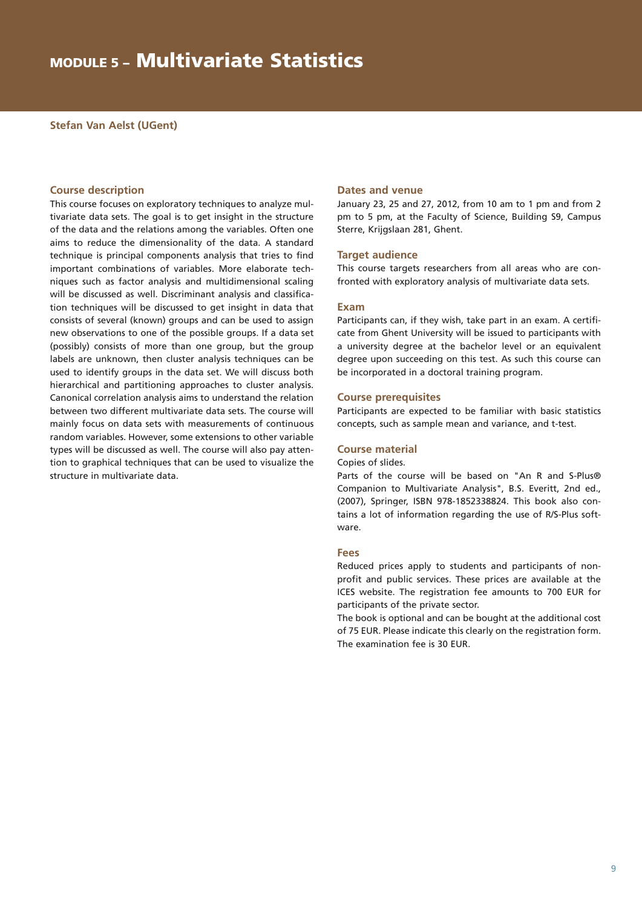# MODULE 5 – Multivariate Statistics

**Stefan Van Aelst (UGent)**

### Course description

This course focuses on exploratory techniques to analyze multivariate data sets. The goal is to get insight in the structure of the data and the relations among the variables. Often one aims to reduce the dimensionality of the data. A standard technique is principal components analysis that tries to find important combinations of variables. More elaborate techniques such as factor analysis and multidimensional scaling will be discussed as well. Discriminant analysis and classification techniques will be discussed to get insight in data that consists of several (known) groups and can be used to assign new observations to one of the possible groups. If a data set (possibly) consists of more than one group, but the group labels are unknown, then cluster analysis techniques can be used to identify groups in the data set. We will discuss both hierarchical and partitioning approaches to cluster analysis. Canonical correlation analysis aims to understand the relation between two different multivariate data sets. The course will mainly focus on data sets with measurements of continuous random variables. However, some extensions to other variable types will be discussed as well. The course will also pay attention to graphical techniques that can be used to visualize the structure in multivariate data.

### Dates and venue

January 23, 25 and 27, 2012, from 10 am to 1 pm and from 2 pm to 5 pm, at the Faculty of Science, Building S9, Campus Sterre, Krijgslaan 281, Ghent.

### Target audience

This course targets researchers from all areas who are confronted with exploratory analysis of multivariate data sets.

### Exam

Participants can, if they wish, take part in an exam. A certificate from Ghent University will be issued to participants with a university degree at the bachelor level or an equivalent degree upon succeeding on this test. As such this course can be incorporated in a doctoral training program.

### Course prerequisites

Participants are expected to be familiar with basic statistics concepts, such as sample mean and variance, and t-test.

### Course material

Copies of slides.

Parts of the course will be based on "An R and S-Plus® Companion to Multivariate Analysis", B.S. Everitt, 2nd ed., (2007), Springer, ISBN 978-1852338824. This book also contains a lot of information regarding the use of R/S-Plus software.

### Fees

Reduced prices apply to students and participants of non-profit and public services. These prices are available at the ICES website. The registration fee amounts to 700 EUR for participants of the private sector.

The book is optional and can be bought at the additional cost of 75 EUR. Please indicate this clearly on the registration form. The examination fee is 30 EUR.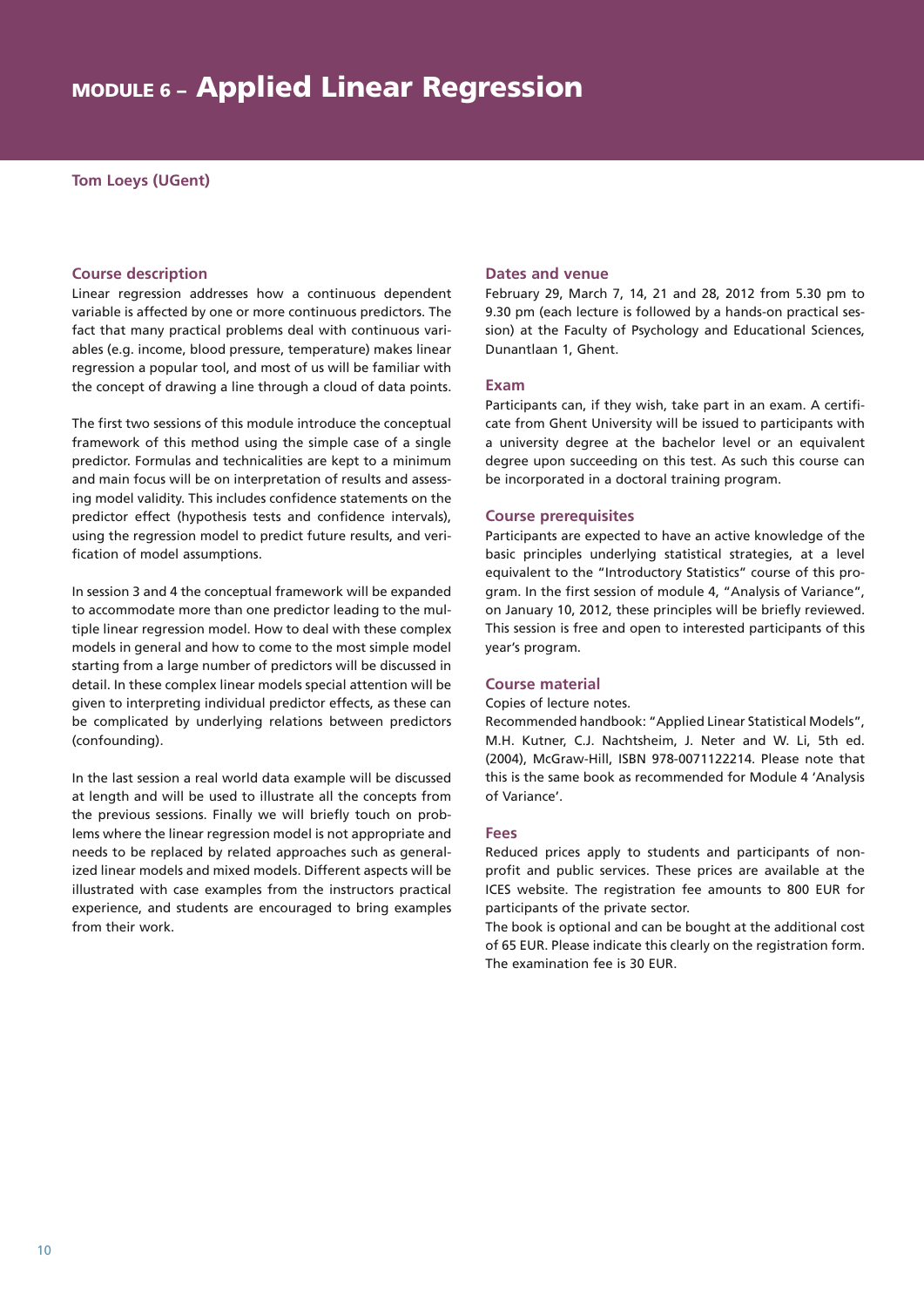# MODULE 6 – Applied Linear Regression

**Tom Loeys (UGent)**

## Course description

Linear regression addresses how a continuous dependent variable is affected by one or more continuous predictors. The fact that many practical problems deal with continuous variables (e.g. income, blood pressure, temperature) makes linear regression a popular tool, and most of us will be familiar with the concept of drawing a line through a cloud of data points.

The first two sessions of this module introduce the conceptual framework of this method using the simple case of a single predictor. Formulas and technicalities are kept to a minimum and main focus will be on interpretation of results and assessing model validity. This includes confidence statements on the predictor effect (hypothesis tests and confidence intervals), using the regression model to predict future results, and verification of model assumptions.

In session 3 and 4 the conceptual framework will be expanded to accommodate more than one predictor leading to the multiple linear regression model. How to deal with these complex models in general and how to come to the most simple model starting from a large number of predictors will be discussed in detail. In these complex linear models special attention will be given to interpreting individual predictor effects, as these can be complicated by underlying relations between predictors (confounding).

In the last session a real world data example will be discussed at length and will be used to illustrate all the concepts from the previous sessions. Finally we will briefly touch on problems where the linear regression model is not appropriate and needs to be replaced by related approaches such as generalized linear models and mixed models. Different aspects will be illustrated with case examples from the instructors practical experience, and students are encouraged to bring examples from their work.

## Dates and venue

February 29, March 7, 14, 21 and 28, 2012 from 5.30 pm to 9.30 pm (each lecture is followed by a hands-on practical session) at the Faculty of Psychology and Educational Sciences, Dunantlaan 1, Ghent.

## Exam

Participants can, if they wish, take part in an exam. A certificate from Ghent University will be issued to participants with a university degree at the bachelor level or an equivalent degree upon succeeding on this test. As such this course can be incorporated in a doctoral training program.

## Course prerequisites

Participants are expected to have an active knowledge of the basic principles underlying statistical strategies, at a level equivalent to the "Introductory Statistics" course of this program. In the first session of module 4, "Analysis of Variance", on January 10, 2012, these principles will be briefly reviewed. This session is free and open to interested participants of this year's program.

## Course material

Copies of lecture notes.

Recommended handbook: "Applied Linear Statistical Models", M.H. Kutner, C.J. Nachtsheim, J. Neter and W. Li, 5th ed. (2004), McGraw-Hill, ISBN 978-0071122214. Please note that this is the same book as recommended for Module 4 'Analysis of Variance'.

## Fees

Reduced prices apply to students and participants of non-profit and public services. These prices are available at the ICES website. The registration fee amounts to 800 EUR for participants of the private sector.

The book is optional and can be bought at the additional cost of 65 EUR. Please indicate this clearly on the registration form. The examination fee is 30 EUR.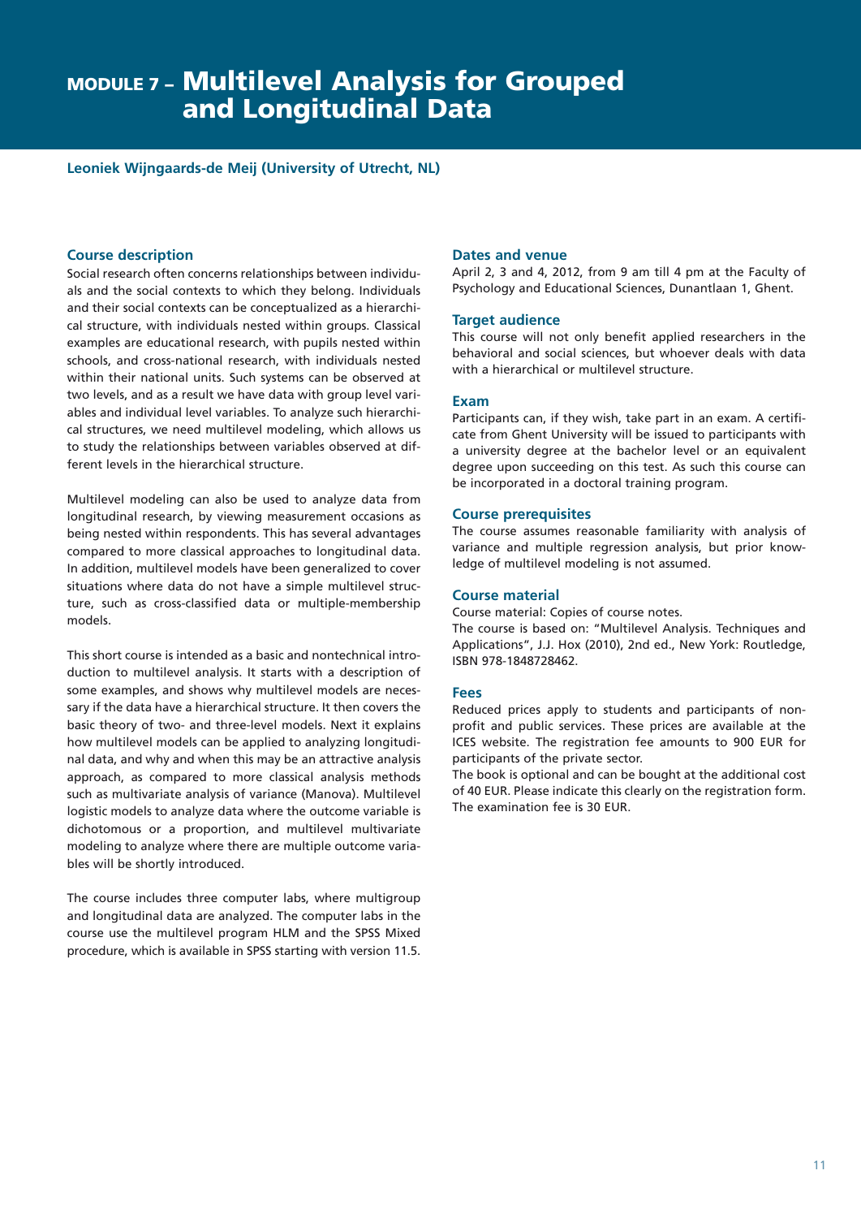# MODULE 7 – Multilevel Analysis for Grouped and Longitudinal Data

**Leoniek Wijngaards-de Meij (University of Utrecht, NL)**

## Course description

Social research often concerns relationships between individuals and the social contexts to which they belong. Individuals and their social contexts can be conceptualized as a hierarchical structure, with individuals nested within groups. Classical examples are educational research, with pupils nested within schools, and cross-national research, with individuals nested within their national units. Such systems can be observed at two levels, and as a result we have data with group level variables and individual level variables. To analyze such hierarchical structures, we need multilevel modeling, which allows us to study the relationships between variables observed at different levels in the hierarchical structure.

Multilevel modeling can also be used to analyze data from longitudinal research, by viewing measurement occasions as being nested within respondents. This has several advantages compared to more classical approaches to longitudinal data. In addition, multilevel models have been generalized to cover situations where data do not have a simple multilevel structure, such as cross-classified data or multiple-membership models.

This short course is intended as a basic and nontechnical introduction to multilevel analysis. It starts with a description of some examples, and shows why multilevel models are necessary if the data have a hierarchical structure. It then covers the basic theory of two- and three-level models. Next it explains how multilevel models can be applied to analyzing longitudinal data, and why and when this may be an attractive analysis approach, as compared to more classical analysis methods such as multivariate analysis of variance (Manova). Multilevel logistic models to analyze data where the outcome variable is dichotomous or a proportion, and multilevel multivariate modeling to analyze where there are multiple outcome variables will be shortly introduced.

The course includes three computer labs, where multigroup and longitudinal data are analyzed. The computer labs in the course use the multilevel program HLM and the SPSS Mixed procedure, which is available in SPSS starting with version 11.5.

## Dates and venue

April 2, 3 and 4, 2012, from 9 am till 4 pm at the Faculty of Psychology and Educational Sciences, Dunantlaan 1, Ghent.

## Target audience

This course will not only benefit applied researchers in the behavioral and social sciences, but whoever deals with data with a hierarchical or multilevel structure.

## Exam

Participants can, if they wish, take part in an exam. A certificate from Ghent University will be issued to participants with a university degree at the bachelor level or an equivalent degree upon succeeding on this test. As such this course can be incorporated in a doctoral training program.

## Course prerequisites

The course assumes reasonable familiarity with analysis of variance and multiple regression analysis, but prior knowledge of multilevel modeling is not assumed.

## Course material

Course material: Copies of course notes.
The course is based on: "Multilevel Analysis. Techniques and Applications", J.J. Hox (2010), 2nd ed., New York: Routledge, ISBN 978-1848728462.

## Fees

Reduced prices apply to students and participants of non-profit and public services. These prices are available at the ICES website. The registration fee amounts to 900 EUR for participants of the private sector.
The book is optional and can be bought at the additional cost of 40 EUR. Please indicate this clearly on the registration form. The examination fee is 30 EUR.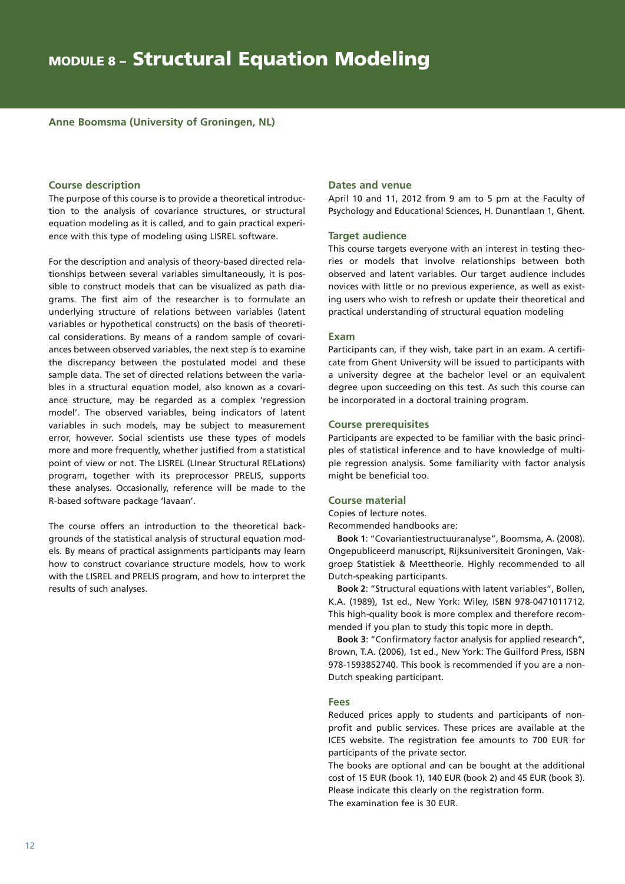# MODULE 8 – Structural Equation Modeling

**Anne Boomsma (University of Groningen, NL)**

## Course description

The purpose of this course is to provide a theoretical introduction to the analysis of covariance structures, or structural equation modeling as it is called, and to gain practical experience with this type of modeling using LISREL software.

For the description and analysis of theory-based directed relationships between several variables simultaneously, it is possible to construct models that can be visualized as path diagrams. The first aim of the researcher is to formulate an underlying structure of relations between variables (latent variables or hypothetical constructs) on the basis of theoretical considerations. By means of a random sample of covariances between observed variables, the next step is to examine the discrepancy between the postulated model and these sample data. The set of directed relations between the variables in a structural equation model, also known as a covariance structure, may be regarded as a complex 'regression model'. The observed variables, being indicators of latent variables in such models, may be subject to measurement error, however. Social scientists use these types of models more and more frequently, whether justified from a statistical point of view or not. The LISREL (LInear Structural RELations) program, together with its preprocessor PRELIS, supports these analyses. Occasionally, reference will be made to the R-based software package 'lavaan'.

The course offers an introduction to the theoretical backgrounds of the statistical analysis of structural equation models. By means of practical assignments participants may learn how to construct covariance structure models, how to work with the LISREL and PRELIS program, and how to interpret the results of such analyses.

## Dates and venue

April 10 and 11, 2012 from 9 am to 5 pm at the Faculty of Psychology and Educational Sciences, H. Dunantlaan 1, Ghent.

## Target audience

This course targets everyone with an interest in testing theories or models that involve relationships between both observed and latent variables. Our target audience includes novices with little or no previous experience, as well as existing users who wish to refresh or update their theoretical and practical understanding of structural equation modeling

## Exam

Participants can, if they wish, take part in an exam. A certificate from Ghent University will be issued to participants with a university degree at the bachelor level or an equivalent degree upon succeeding on this test. As such this course can be incorporated in a doctoral training program.

## Course prerequisites

Participants are expected to be familiar with the basic principles of statistical inference and to have knowledge of multiple regression analysis. Some familiarity with factor analysis might be beneficial too.

## Course material

Copies of lecture notes.

Recommended handbooks are:

**Book 1**: "Covariantiestructuuranalyse", Boomsma, A. (2008). Ongepubliceerd manuscript, Rijksuniversiteit Groningen, Vakgroep Statistiek & Meettheorie. Highly recommended to all Dutch-speaking participants.

**Book 2**: "Structural equations with latent variables", Bollen, K.A. (1989), 1st ed., New York: Wiley, ISBN 978-0471011712. This high-quality book is more complex and therefore recommended if you plan to study this topic more in depth.

**Book 3**: "Confirmatory factor analysis for applied research", Brown, T.A. (2006), 1st ed., New York: The Guilford Press, ISBN 978-1593852740. This book is recommended if you are a non-Dutch speaking participant.

## Fees

Reduced prices apply to students and participants of non-profit and public services. These prices are available at the ICES website. The registration fee amounts to 700 EUR for participants of the private sector.

The books are optional and can be bought at the additional cost of 15 EUR (book 1), 140 EUR (book 2) and 45 EUR (book 3). Please indicate this clearly on the registration form.

The examination fee is 30 EUR.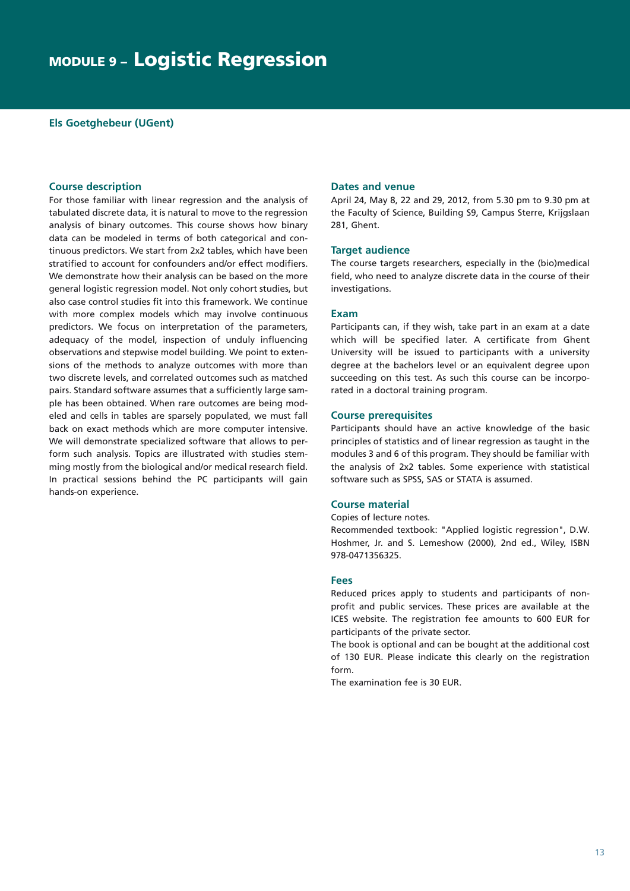# MODULE 9 – Logistic Regression

**Els Goetghebeur (UGent)**

## Course description

For those familiar with linear regression and the analysis of tabulated discrete data, it is natural to move to the regression analysis of binary outcomes. This course shows how binary data can be modeled in terms of both categorical and continuous predictors. We start from 2x2 tables, which have been stratified to account for confounders and/or effect modifiers. We demonstrate how their analysis can be based on the more general logistic regression model. Not only cohort studies, but also case control studies fit into this framework. We continue with more complex models which may involve continuous predictors. We focus on interpretation of the parameters, adequacy of the model, inspection of unduly influencing observations and stepwise model building. We point to extensions of the methods to analyze outcomes with more than two discrete levels, and correlated outcomes such as matched pairs. Standard software assumes that a sufficiently large sample has been obtained. When rare outcomes are being modeled and cells in tables are sparsely populated, we must fall back on exact methods which are more computer intensive. We will demonstrate specialized software that allows to perform such analysis. Topics are illustrated with studies stemming mostly from the biological and/or medical research field. In practical sessions behind the PC participants will gain hands-on experience.

## Dates and venue

April 24, May 8, 22 and 29, 2012, from 5.30 pm to 9.30 pm at the Faculty of Science, Building S9, Campus Sterre, Krijgslaan 281, Ghent.

## Target audience

The course targets researchers, especially in the (bio)medical field, who need to analyze discrete data in the course of their investigations.

## Exam

Participants can, if they wish, take part in an exam at a date which will be specified later. A certificate from Ghent University will be issued to participants with a university degree at the bachelors level or an equivalent degree upon succeeding on this test. As such this course can be incorporated in a doctoral training program.

## Course prerequisites

Participants should have an active knowledge of the basic principles of statistics and of linear regression as taught in the modules 3 and 6 of this program. They should be familiar with the analysis of 2x2 tables. Some experience with statistical software such as SPSS, SAS or STATA is assumed.

## Course material

Copies of lecture notes.
Recommended textbook: "Applied logistic regression", D.W. Hoshmer, Jr. and S. Lemeshow (2000), 2nd ed., Wiley, ISBN 978-0471356325.

## Fees

Reduced prices apply to students and participants of non-profit and public services. These prices are available at the ICES website. The registration fee amounts to 600 EUR for participants of the private sector.
The book is optional and can be bought at the additional cost of 130 EUR. Please indicate this clearly on the registration form.
The examination fee is 30 EUR.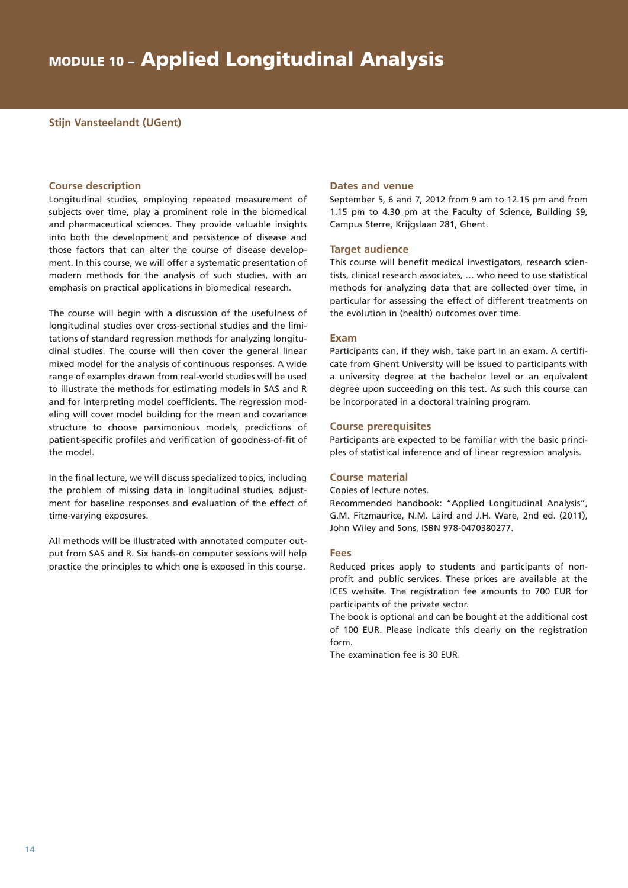# MODULE 10 – Applied Longitudinal Analysis

**Stijn Vansteelandt (UGent)**

## Course description

Longitudinal studies, employing repeated measurement of subjects over time, play a prominent role in the biomedical and pharmaceutical sciences. They provide valuable insights into both the development and persistence of disease and those factors that can alter the course of disease development. In this course, we will offer a systematic presentation of modern methods for the analysis of such studies, with an emphasis on practical applications in biomedical research.

The course will begin with a discussion of the usefulness of longitudinal studies over cross-sectional studies and the limitations of standard regression methods for analyzing longitudinal studies. The course will then cover the general linear mixed model for the analysis of continuous responses. A wide range of examples drawn from real-world studies will be used to illustrate the methods for estimating models in SAS and R and for interpreting model coefficients. The regression modeling will cover model building for the mean and covariance structure to choose parsimonious models, predictions of patient-specific profiles and verification of goodness-of-fit of the model.

In the final lecture, we will discuss specialized topics, including the problem of missing data in longitudinal studies, adjustment for baseline responses and evaluation of the effect of time-varying exposures.

All methods will be illustrated with annotated computer output from SAS and R. Six hands-on computer sessions will help practice the principles to which one is exposed in this course.

## Dates and venue

September 5, 6 and 7, 2012 from 9 am to 12.15 pm and from 1.15 pm to 4.30 pm at the Faculty of Science, Building S9, Campus Sterre, Krijgslaan 281, Ghent.

## Target audience

This course will benefit medical investigators, research scientists, clinical research associates, … who need to use statistical methods for analyzing data that are collected over time, in particular for assessing the effect of different treatments on the evolution in (health) outcomes over time.

## Exam

Participants can, if they wish, take part in an exam. A certificate from Ghent University will be issued to participants with a university degree at the bachelor level or an equivalent degree upon succeeding on this test. As such this course can be incorporated in a doctoral training program.

## Course prerequisites

Participants are expected to be familiar with the basic principles of statistical inference and of linear regression analysis.

## Course material

Copies of lecture notes.

Recommended handbook: "Applied Longitudinal Analysis", G.M. Fitzmaurice, N.M. Laird and J.H. Ware, 2nd ed. (2011), John Wiley and Sons, ISBN 978-0470380277.

## Fees

Reduced prices apply to students and participants of non-profit and public services. These prices are available at the ICES website. The registration fee amounts to 700 EUR for participants of the private sector.

The book is optional and can be bought at the additional cost of 100 EUR. Please indicate this clearly on the registration form.

The examination fee is 30 EUR.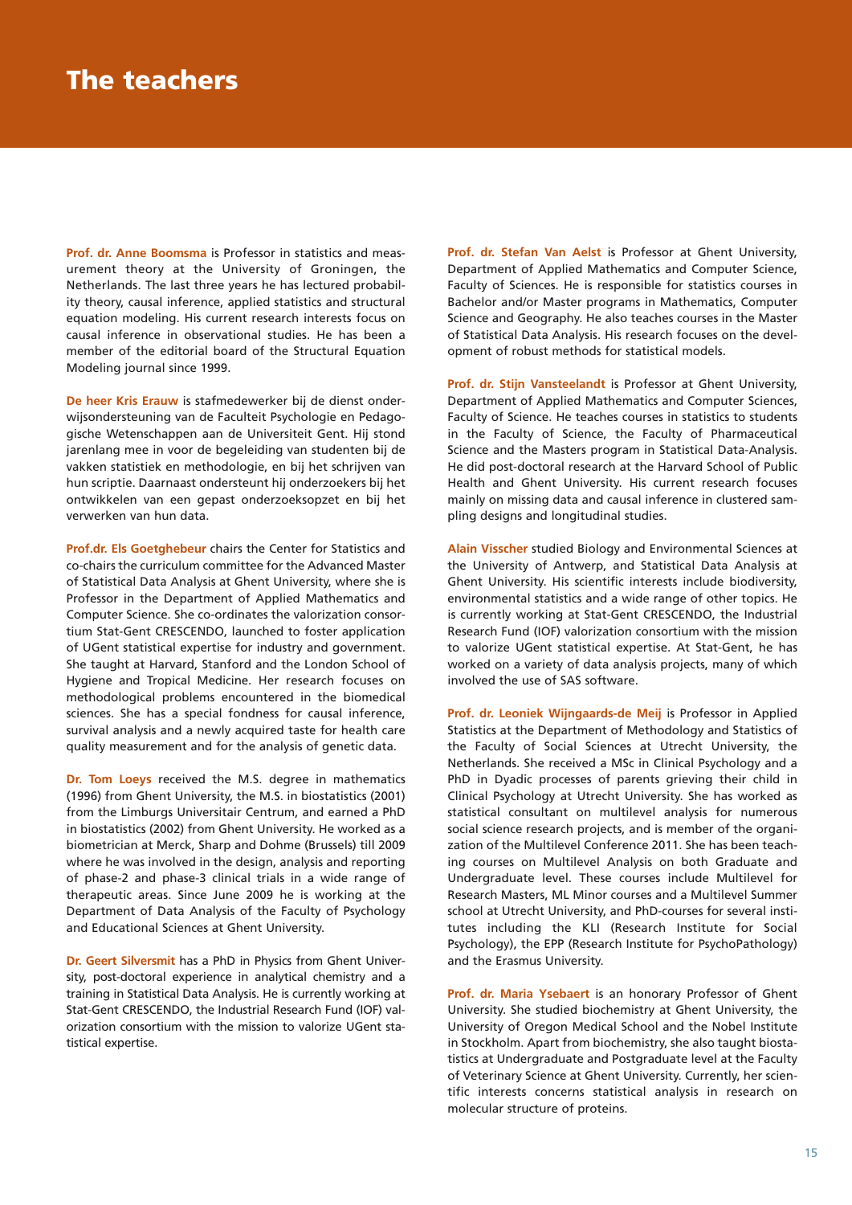# The teachers

**Prof. dr. Anne Boomsma** is Professor in statistics and measurement theory at the University of Groningen, the Netherlands. The last three years he has lectured probability theory, causal inference, applied statistics and structural equation modeling. His current research interests focus on causal inference in observational studies. He has been a member of the editorial board of the Structural Equation Modeling journal since 1999.

**De heer Kris Erauw** is stafmedewerker bij de dienst onderwijsondersteuning van de Faculteit Psychologie en Pedagogische Wetenschappen aan de Universiteit Gent. Hij stond jarenlang mee in voor de begeleiding van studenten bij de vakken statistiek en methodologie, en bij het schrijven van hun scriptie. Daarnaast ondersteunt hij onderzoekers bij het ontwikkelen van een gepast onderzoeksopzet en bij het verwerken van hun data.

**Prof.dr. Els Goetghebeur** chairs the Center for Statistics and co-chairs the curriculum committee for the Advanced Master of Statistical Data Analysis at Ghent University, where she is Professor in the Department of Applied Mathematics and Computer Science. She co-ordinates the valorization consortium Stat-Gent CRESCENDO, launched to foster application of UGent statistical expertise for industry and government. She taught at Harvard, Stanford and the London School of Hygiene and Tropical Medicine. Her research focuses on methodological problems encountered in the biomedical sciences. She has a special fondness for causal inference, survival analysis and a newly acquired taste for health care quality measurement and for the analysis of genetic data.

**Dr. Tom Loeys** received the M.S. degree in mathematics (1996) from Ghent University, the M.S. in biostatistics (2001) from the Limburgs Universitair Centrum, and earned a PhD in biostatistics (2002) from Ghent University. He worked as a biometrician at Merck, Sharp and Dohme (Brussels) till 2009 where he was involved in the design, analysis and reporting of phase-2 and phase-3 clinical trials in a wide range of therapeutic areas. Since June 2009 he is working at the Department of Data Analysis of the Faculty of Psychology and Educational Sciences at Ghent University.

**Dr. Geert Silversmit** has a PhD in Physics from Ghent University, post-doctoral experience in analytical chemistry and a training in Statistical Data Analysis. He is currently working at Stat-Gent CRESCENDO, the Industrial Research Fund (IOF) valorization consortium with the mission to valorize UGent statistical expertise.

**Prof. dr. Stefan Van Aelst** is Professor at Ghent University, Department of Applied Mathematics and Computer Science, Faculty of Sciences. He is responsible for statistics courses in Bachelor and/or Master programs in Mathematics, Computer Science and Geography. He also teaches courses in the Master of Statistical Data Analysis. His research focuses on the development of robust methods for statistical models.

**Prof. dr. Stijn Vansteelandt** is Professor at Ghent University, Department of Applied Mathematics and Computer Sciences, Faculty of Science. He teaches courses in statistics to students in the Faculty of Science, the Faculty of Pharmaceutical Science and the Masters program in Statistical Data-Analysis. He did post-doctoral research at the Harvard School of Public Health and Ghent University. His current research focuses mainly on missing data and causal inference in clustered sampling designs and longitudinal studies.

**Alain Visscher** studied Biology and Environmental Sciences at the University of Antwerp, and Statistical Data Analysis at Ghent University. His scientific interests include biodiversity, environmental statistics and a wide range of other topics. He is currently working at Stat-Gent CRESCENDO, the Industrial Research Fund (IOF) valorization consortium with the mission to valorize UGent statistical expertise. At Stat-Gent, he has worked on a variety of data analysis projects, many of which involved the use of SAS software.

**Prof. dr. Leoniek Wijngaards-de Meij** is Professor in Applied Statistics at the Department of Methodology and Statistics of the Faculty of Social Sciences at Utrecht University, the Netherlands. She received a MSc in Clinical Psychology and a PhD in Dyadic processes of parents grieving their child in Clinical Psychology at Utrecht University. She has worked as statistical consultant on multilevel analysis for numerous social science research projects, and is member of the organization of the Multilevel Conference 2011. She has been teaching courses on Multilevel Analysis on both Graduate and Undergraduate level. These courses include Multilevel for Research Masters, ML Minor courses and a Multilevel Summer school at Utrecht University, and PhD-courses for several institutes including the KLI (Research Institute for Social Psychology), the EPP (Research Institute for PsychoPathology) and the Erasmus University.

**Prof. dr. Maria Ysebaert** is an honorary Professor of Ghent University. She studied biochemistry at Ghent University, the University of Oregon Medical School and the Nobel Institute in Stockholm. Apart from biochemistry, she also taught biostatistics at Undergraduate and Postgraduate level at the Faculty of Veterinary Science at Ghent University. Currently, her scientific interests concerns statistical analysis in research on molecular structure of proteins.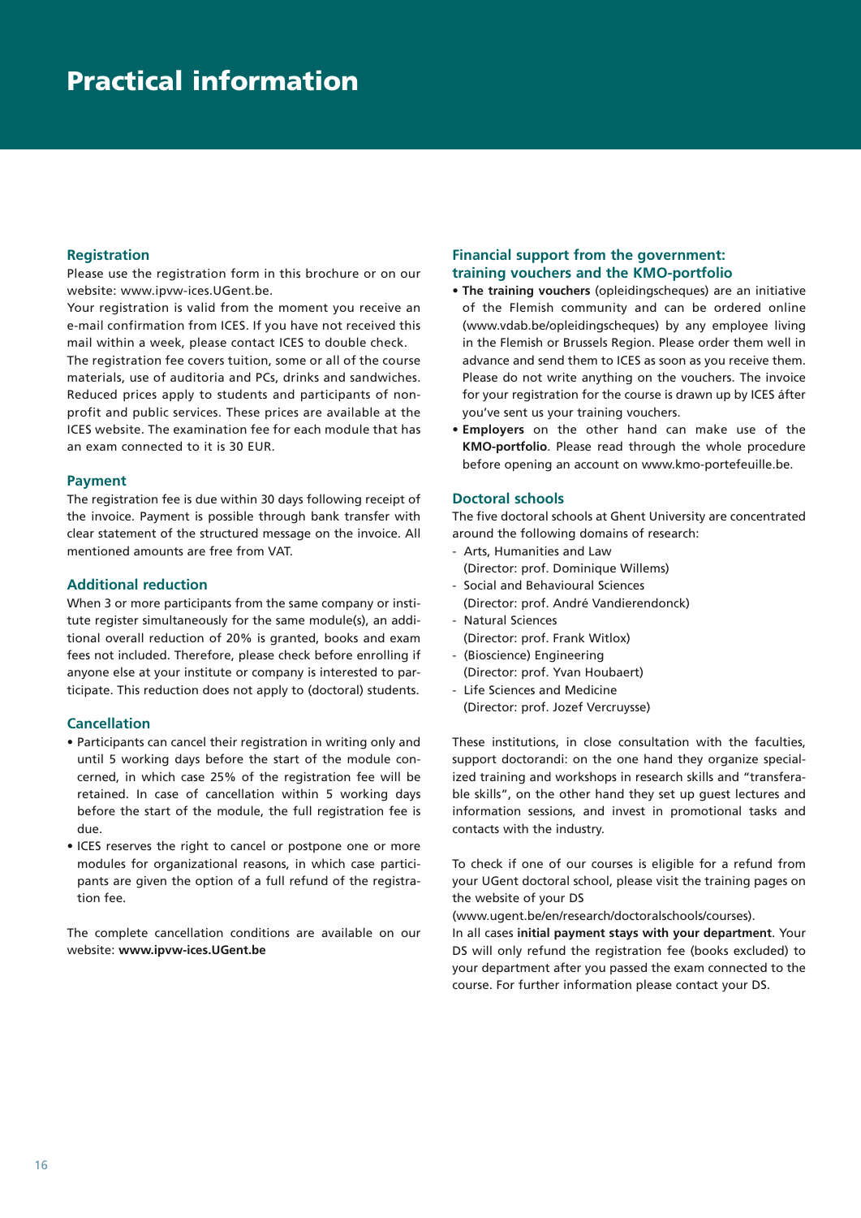# Practical information

## Registration

Please use the registration form in this brochure or on our website: www.ipvw-ices.UGent.be.

Your registration is valid from the moment you receive an e-mail confirmation from ICES. If you have not received this mail within a week, please contact ICES to double check.

The registration fee covers tuition, some or all of the course materials, use of auditoria and PCs, drinks and sandwiches. Reduced prices apply to students and participants of non-profit and public services. These prices are available at the ICES website. The examination fee for each module that has an exam connected to it is 30 EUR.

## Payment

The registration fee is due within 30 days following receipt of the invoice. Payment is possible through bank transfer with clear statement of the structured message on the invoice. All mentioned amounts are free from VAT.

## Additional reduction

When 3 or more participants from the same company or institute register simultaneously for the same module(s), an additional overall reduction of 20% is granted, books and exam fees not included. Therefore, please check before enrolling if anyone else at your institute or company is interested to participate. This reduction does not apply to (doctoral) students.

## Cancellation

- Participants can cancel their registration in writing only and until 5 working days before the start of the module concerned, in which case 25% of the registration fee will be retained. In case of cancellation within 5 working days before the start of the module, the full registration fee is due.
- ICES reserves the right to cancel or postpone one or more modules for organizational reasons, in which case participants are given the option of a full refund of the registration fee.

The complete cancellation conditions are available on our website: **www.ipvw-ices.UGent.be**

## Financial support from the government: training vouchers and the KMO-portfolio

- **The training vouchers** (opleidingscheques) are an initiative of the Flemish community and can be ordered online (www.vdab.be/opleidingscheques) by any employee living in the Flemish or Brussels Region. Please order them well in advance and send them to ICES as soon as you receive them. Please do not write anything on the vouchers. The invoice for your registration for the course is drawn up by ICES áfter you've sent us your training vouchers.
- **Employers** on the other hand can make use of the **KMO-portfolio**. Please read through the whole procedure before opening an account on www.kmo-portefeuille.be.

## Doctoral schools

The five doctoral schools at Ghent University are concentrated around the following domains of research:

- Arts, Humanities and Law (Director: prof. Dominique Willems)
- Social and Behavioural Sciences (Director: prof. André Vandierendonck)
- Natural Sciences (Director: prof. Frank Witlox)
- (Bioscience) Engineering (Director: prof. Yvan Houbaert)
- Life Sciences and Medicine (Director: prof. Jozef Vercruysse)

These institutions, in close consultation with the faculties, support doctorandi: on the one hand they organize specialized training and workshops in research skills and "transferable skills", on the other hand they set up guest lectures and information sessions, and invest in promotional tasks and contacts with the industry.

To check if one of our courses is eligible for a refund from your UGent doctoral school, please visit the training pages on the website of your DS (www.ugent.be/en/research/doctoralschools/courses).

In all cases **initial payment stays with your department**. Your DS will only refund the registration fee (books excluded) to your department after you passed the exam connected to the course. For further information please contact your DS.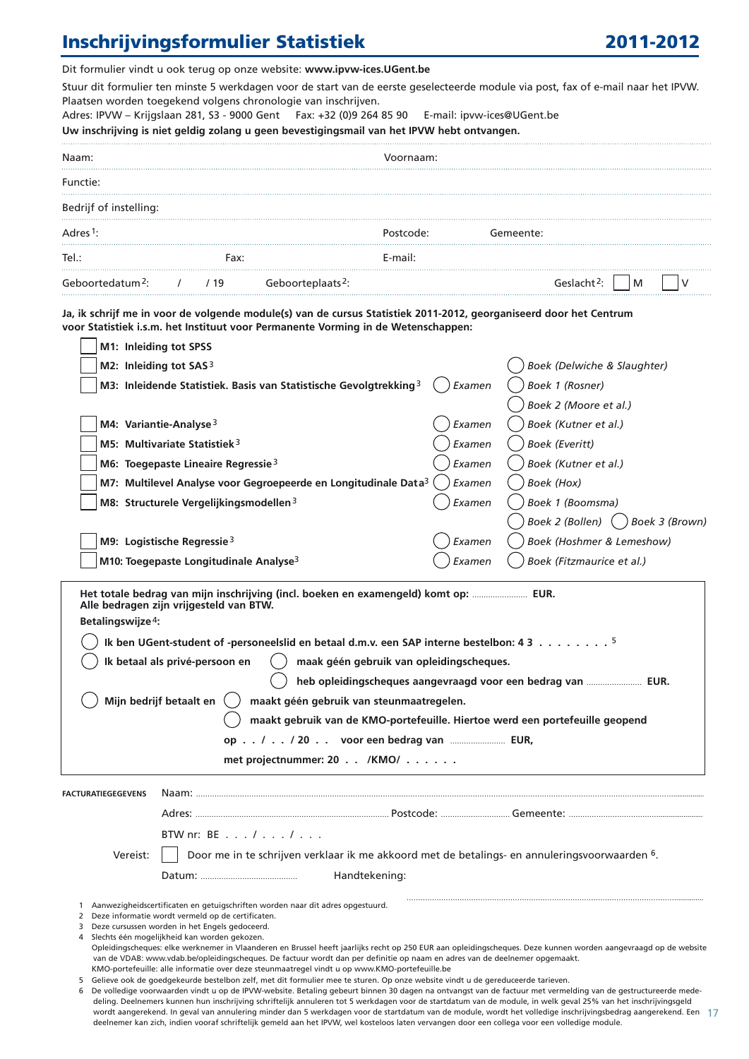# Inschrijvingsformulier Statistiek 2011-2012

Dit formulier vindt u ook terug op onze website: **www.ipvw-ices.UGent.be**

Stuur dit formulier ten minste 5 werkdagen voor de start van de eerste geselecteerde module via post, fax of e-mail naar het IPVW. Plaatsen worden toegekend volgens chronologie van inschrijven.

Adres: IPVW – Krijgslaan 281, S3 - 9000 Gent   Fax: +32 (0)9 264 85 90   E-mail: ipvw-ices@UGent.be

**Uw inschrijving is niet geldig zolang u geen bevestigingsmail van het IPVW hebt ontvangen.**

Naam: Voornaam:

Functie:

Bedrijf of instelling:

Adres[1]: Postcode: Gemeente:

Tel.: Fax: E-mail:

Geboortedatum[2]: / / 19   Geboorteplaats[2]:   Geslacht[2]: ☐ M ☐ V

**Ja, ik schrijf me in voor de volgende module(s) van de cursus Statistiek 2011-2012, georganiseerd door het Centrum voor Statistiek i.s.m. het Instituut voor Permanente Vorming in de Wetenschappen:**

| Module | Examen | Boek |
|---|---|---|
| ☐ **M1: Inleiding tot SPSS** | | |
| ☐ **M2: Inleiding tot SAS**[3] | | ◯ *Boek (Delwiche & Slaughter)* |
| ☐ **M3: Inleidende Statistiek. Basis van Statistische Gevolgtrekking**[3] | ◯ *Examen* | ◯ *Boek 1 (Rosner)* ◯ *Boek 2 (Moore et al.)* |
| ☐ **M4: Variantie-Analyse**[3] | ◯ *Examen* | ◯ *Boek (Kutner et al.)* |
| ☐ **M5: Multivariate Statistiek**[3] | ◯ *Examen* | ◯ *Boek (Everitt)* |
| ☐ **M6: Toegepaste Lineaire Regressie**[3] | ◯ *Examen* | ◯ *Boek (Kutner et al.)* |
| ☐ **M7: Multilevel Analyse voor Gegroepeerde en Longitudinale Data**[3] | ◯ *Examen* | ◯ *Boek (Hox)* |
| ☐ **M8: Structurele Vergelijkingsmodellen**[3] | ◯ *Examen* | ◯ *Boek 1 (Boomsma)* ◯ *Boek 2 (Bollen)* ◯ *Boek 3 (Brown)* |
| ☐ **M9: Logistische Regressie**[3] | ◯ *Examen* | ◯ *Boek (Hoshmer & Lemeshow)* |
| ☐ **M10: Toegepaste Longitudinale Analyse**[3] | ◯ *Examen* | ◯ *Boek (Fitzmaurice et al.)* |

**Het totale bedrag van mijn inschrijving (incl. boeken en examengeld) komt op:** ........................ **EUR.**
**Alle bedragen zijn vrijgesteld van BTW.**

**Betalingswijze**[4]**:**

◯ **Ik ben UGent-student of -personeelslid en betaal d.m.v. een SAP interne bestelbon: 4 3 . . . . . . . .**[5]

◯ **Ik betaal als privé-persoon en** ◯ **maak géén gebruik van opleidingscheques.**
◯ **heb opleidingscheques aangevraagd voor een bedrag van** ........................ **EUR.**

◯ **Mijn bedrijf betaalt en** ◯ **maakt géén gebruik van steunmaatregelen.**
◯ **maakt gebruik van de KMO-portefeuille. Hiertoe werd een portefeuille geopend op . . / . . / 20 . . voor een bedrag van** ........................ **EUR, met projectnummer: 20 . . /KMO/ . . . . . .**

**FACTURATIEGEGEVENS**

Naam: ..........

Adres: .......... Postcode: .......... Gemeente: ..........

BTW nr: BE . . . / . . . / . . .

Vereist: ☐ Door me in te schrijven verklaar ik me akkoord met de betalings- en annuleringsvoorwaarden [6].

Datum: ..........   Handtekening:

1 Aanwezigheidscertificaten en getuigschriften worden naar dit adres opgestuurd.
2 Deze informatie wordt vermeld op de certificaten.
3 Deze cursussen worden in het Engels gedoceerd.
4 Slechts één mogelijkheid kan worden gekozen.
Opleidingscheques: elke werknemer in Vlaanderen en Brussel heeft jaarlijks recht op 250 EUR aan opleidingscheques. Deze kunnen worden aangevraagd op de website van de VDAB: www.vdab.be/opleidingscheques. De factuur wordt dan per definitie op naam en adres van de deelnemer opgemaakt.
KMO-portefeuille: alle informatie over deze steunmaatregel vindt u op www.KMO-portefeuille.be
5 Gelieve ook de goedgekeurde bestelbon zelf, met dit formulier mee te sturen. Op onze website vindt u de gereduceerde tarieven.
6 De volledige voorwaarden vindt u op de IPVW-website. Betaling gebeurt binnen 30 dagen na ontvangst van de factuur met vermelding van de gestructureerde mededeling. Deelnemers kunnen hun inschrijving schriftelijk annuleren tot 5 werkdagen voor de startdatum van de module, in welk geval 25% van het inschrijvingsgeld wordt aangerekend. In geval van annulering minder dan 5 werkdagen voor de startdatum van de module, wordt het volledige inschrijvingsbedrag aangerekend. Een deelnemer kan zich, indien vooraf schriftelijk gemeld aan het IPVW, wel kosteloos laten vervangen door een collega voor een volledige module.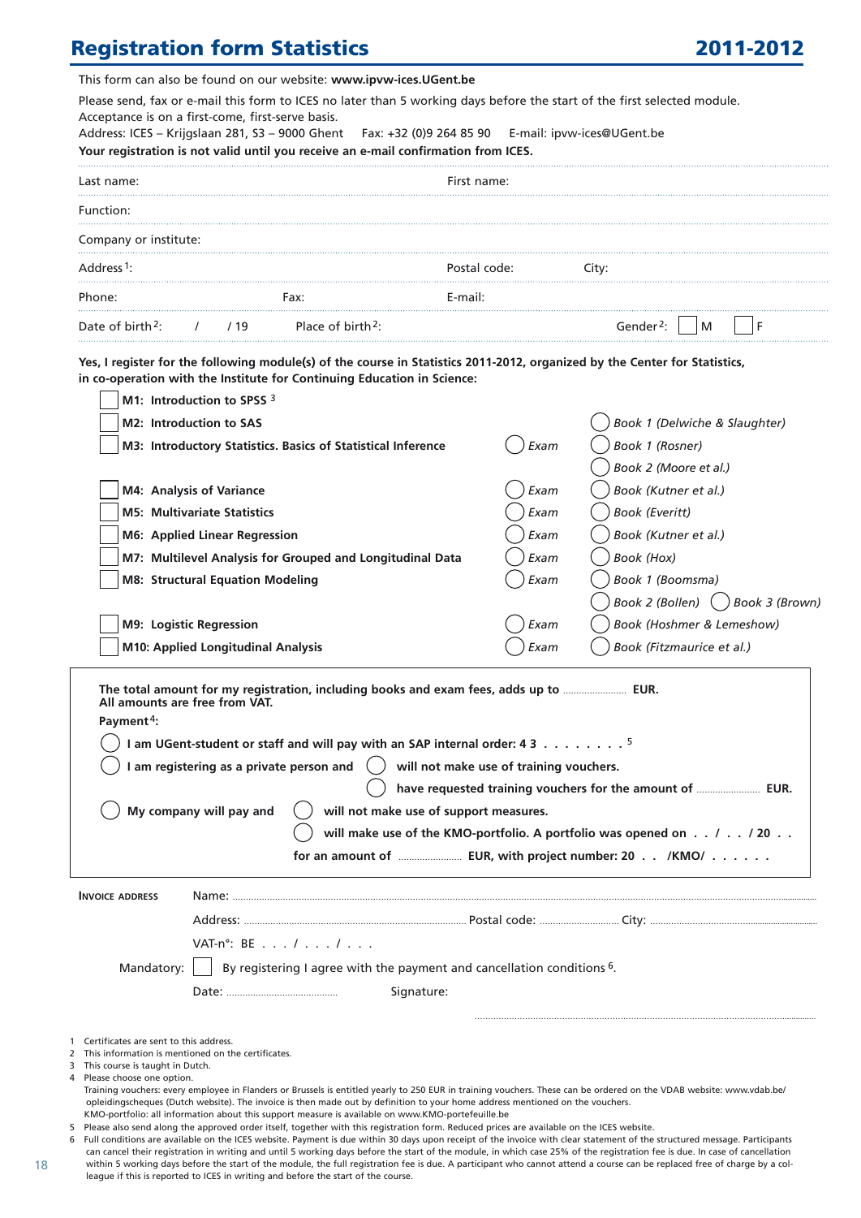# Registration form Statistics 2011-2012

This form can also be found on our website: **www.ipvw-ices.UGent.be**

Please send, fax or e-mail this form to ICES no later than 5 working days before the start of the first selected module. Acceptance is on a first-come, first-serve basis.
Address: ICES – Krijgslaan 281, S3 – 9000 Ghent Fax: +32 (0)9 264 85 90 E-mail: ipvw-ices@UGent.be
**Your registration is not valid until you receive an e-mail confirmation from ICES.**

Last name: First name:

Function:

Company or institute:

Address [1]: Postal code: City:

Phone: Fax: E-mail:

Date of birth [2]: / / 19 Place of birth [2]: Gender [2]: ☐ M ☐ F

**Yes, I register for the following module(s) of the course in Statistics 2011-2012, organized by the Center for Statistics, in co-operation with the Institute for Continuing Education in Science:**

| Module | Exam | Book |
|---|---|---|
| ☐ **M1: Introduction to SPSS** [3] | | |
| ☐ **M2: Introduction to SAS** | | ◯ *Book 1 (Delwiche & Slaughter)* |
| ☐ **M3: Introductory Statistics. Basics of Statistical Inference** | ◯ *Exam* | ◯ *Book 1 (Rosner)* ◯ *Book 2 (Moore et al.)* |
| ☐ **M4: Analysis of Variance** | ◯ *Exam* | ◯ *Book (Kutner et al.)* |
| ☐ **M5: Multivariate Statistics** | ◯ *Exam* | ◯ *Book (Everitt)* |
| ☐ **M6: Applied Linear Regression** | ◯ *Exam* | ◯ *Book (Kutner et al.)* |
| ☐ **M7: Multilevel Analysis for Grouped and Longitudinal Data** | ◯ *Exam* | ◯ *Book (Hox)* |
| ☐ **M8: Structural Equation Modeling** | ◯ *Exam* | ◯ *Book 1 (Boomsma)* ◯ *Book 2 (Bollen)* ◯ *Book 3 (Brown)* |
| ☐ **M9: Logistic Regression** | ◯ *Exam* | ◯ *Book (Hoshmer & Lemeshow)* |
| ☐ **M10: Applied Longitudinal Analysis** | ◯ *Exam* | ◯ *Book (Fitzmaurice et al.)* |

**The total amount for my registration, including books and exam fees, adds up to ........ EUR.**
**All amounts are free from VAT.**

**Payment** [4]**:**

◯ **I am UGent-student or staff and will pay with an SAP internal order: 4 3 . . . . . . . .** [5]

◯ **I am registering as a private person and** ◯ **will not make use of training vouchers.**
◯ **have requested training vouchers for the amount of ........ EUR.**

◯ **My company will pay and** ◯ **will not make use of support measures.**
◯ **will make use of the KMO-portfolio. A portfolio was opened on . . / . . / 20 . .**
**for an amount of ........ EUR, with project number: 20 . . /KMO/ . . . . . .**

**INVOICE ADDRESS** Name:

Address: Postal code: City:

VAT-n°: BE . . . / . . . / . . .

Mandatory: ☐ By registering I agree with the payment and cancellation conditions [6].

Date: Signature:

1 Certificates are sent to this address.
2 This information is mentioned on the certificates.
3 This course is taught in Dutch.
4 Please choose one option.
Training vouchers: every employee in Flanders or Brussels is entitled yearly to 250 EUR in training vouchers. These can be ordered on the VDAB website: www.vdab.be/opleidingscheques (Dutch website). The invoice is then made out by definition to your home address mentioned on the vouchers.
KMO-portfolio: all information about this support measure is available on www.KMO-portefeuille.be
5 Please also send along the approved order itself, together with this registration form. Reduced prices are available on the ICES website.
6 Full conditions are available on the ICES website. Payment is due within 30 days upon receipt of the invoice with clear statement of the structured message. Participants can cancel their registration in writing and until 5 working days before the start of the module, in which case 25% of the registration fee is due. In case of cancellation within 5 working days before the start of the module, the full registration fee is due. A participant who cannot attend a course can be replaced free of charge by a colleague if this is reported to ICES in writing and before the start of the course.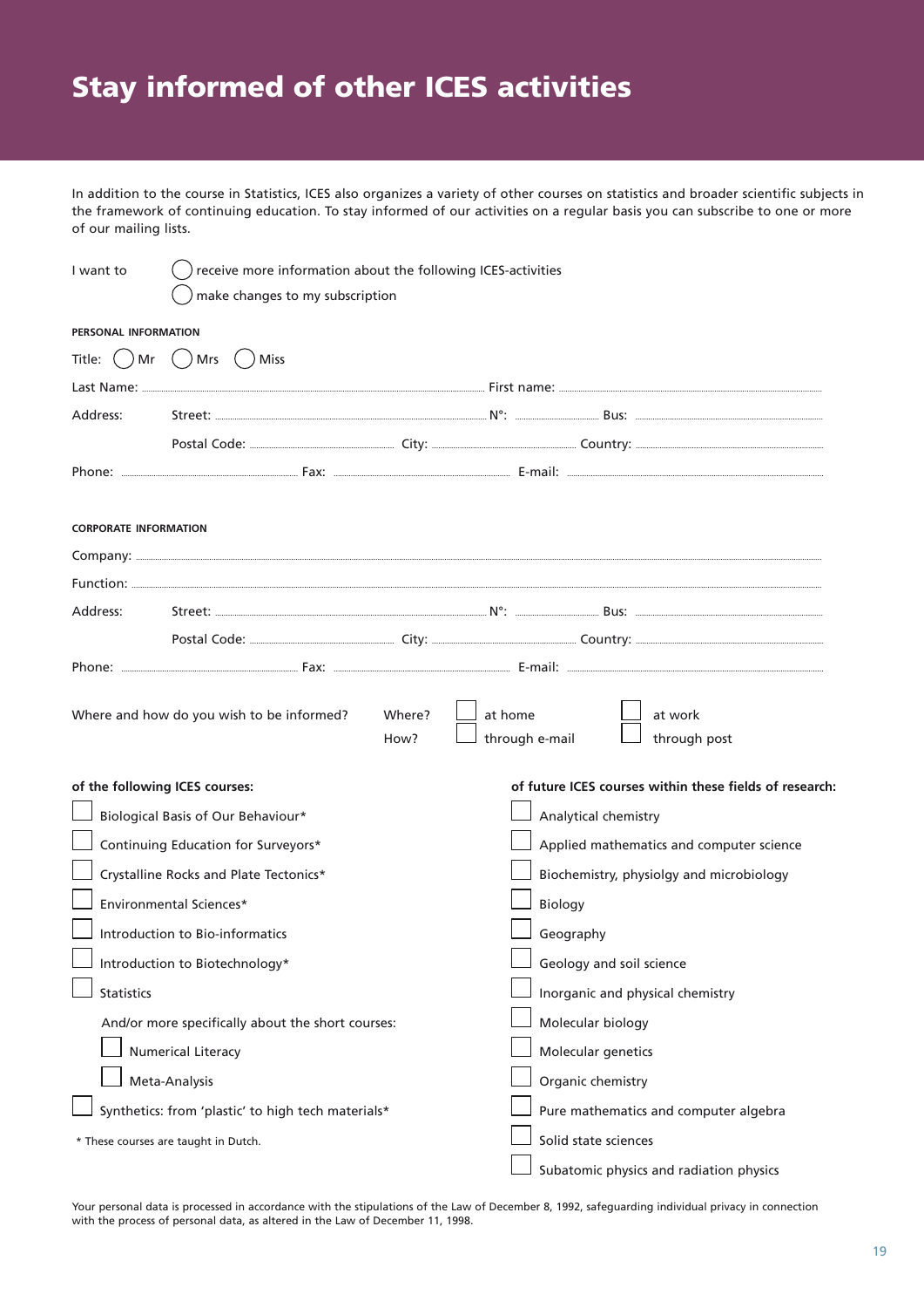# Stay informed of other ICES activities

In addition to the course in Statistics, ICES also organizes a variety of other courses on statistics and broader scientific subjects in the framework of continuing education. To stay informed of our activities on a regular basis you can subscribe to one or more of our mailing lists.

I want to
- ◯ receive more information about the following ICES-activities
- ◯ make changes to my subscription

**PERSONAL INFORMATION**

Title: ◯ Mr ◯ Mrs ◯ Miss

Last Name: ............................ First name: ............................

Address: Street: ............................ N°: ............ Bus: ............

Postal Code: ............ City: ............ Country: ............

Phone: ............ Fax: ............ E-mail: ............

**CORPORATE INFORMATION**

Company: ............................

Function: ............................

Address: Street: ............................ N°: ............ Bus: ............

Postal Code: ............ City: ............ Country: ............

Phone: ............ Fax: ............ E-mail: ............

Where and how do you wish to be informed?

Where? ☐ at home ☐ at work

How? ☐ through e-mail ☐ through post

**of the following ICES courses:**

- ☐ Biological Basis of Our Behaviour*
- ☐ Continuing Education for Surveyors*
- ☐ Crystalline Rocks and Plate Tectonics*
- ☐ Environmental Sciences*
- ☐ Introduction to Bio-informatics
- ☐ Introduction to Biotechnology*
- ☐ Statistics

  And/or more specifically about the short courses:
  - ☐ Numerical Literacy
  - ☐ Meta-Analysis
- ☐ Synthetics: from 'plastic' to high tech materials*

\* These courses are taught in Dutch.

**of future ICES courses within these fields of research:**

- ☐ Analytical chemistry
- ☐ Applied mathematics and computer science
- ☐ Biochemistry, physiolgy and microbiology
- ☐ Biology
- ☐ Geography
- ☐ Geology and soil science
- ☐ Inorganic and physical chemistry
- ☐ Molecular biology
- ☐ Molecular genetics
- ☐ Organic chemistry
- ☐ Pure mathematics and computer algebra
- ☐ Solid state sciences
- ☐ Subatomic physics and radiation physics

Your personal data is processed in accordance with the stipulations of the Law of December 8, 1992, safeguarding individual privacy in connection with the process of personal data, as altered in the Law of December 11, 1998.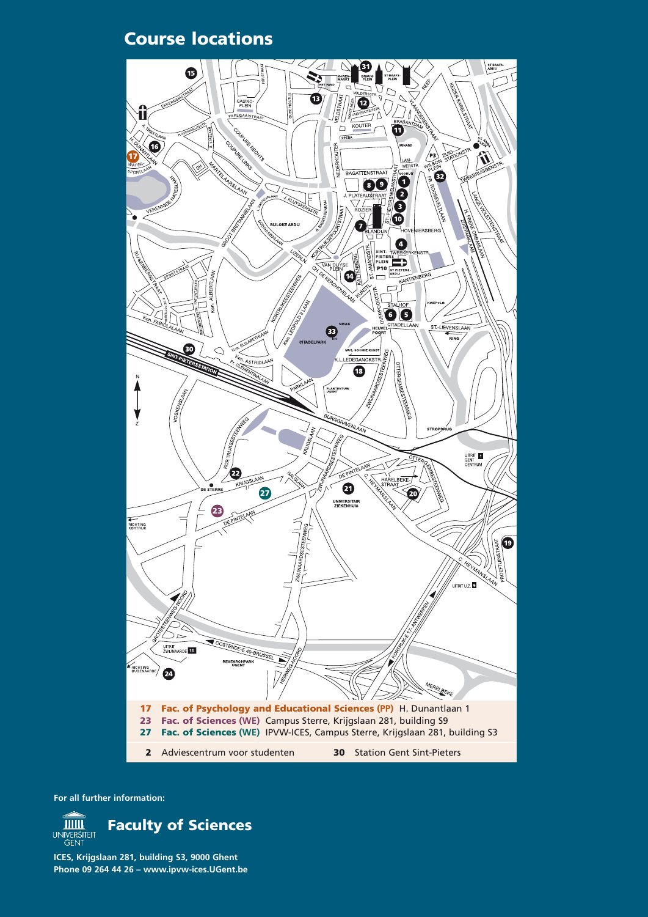# Course locations

17 **Fac. of Psychology and Educational Sciences (PP)** H. Dunantlaan 1
23 **Fac. of Sciences (WE)** Campus Sterre, Krijgslaan 281, building S9
27 **Fac. of Sciences (WE)** IPVW-ICES, Campus Sterre, Krijgslaan 281, building S3

2 Adviescentrum voor studenten
30 Station Gent Sint-Pieters

**For all further information:**

## Faculty of Sciences

**ICES, Krijgslaan 281, building S3, 9000 Ghent**
**Phone 09 264 44 26 – www.ipvw-ices.UGent.be**